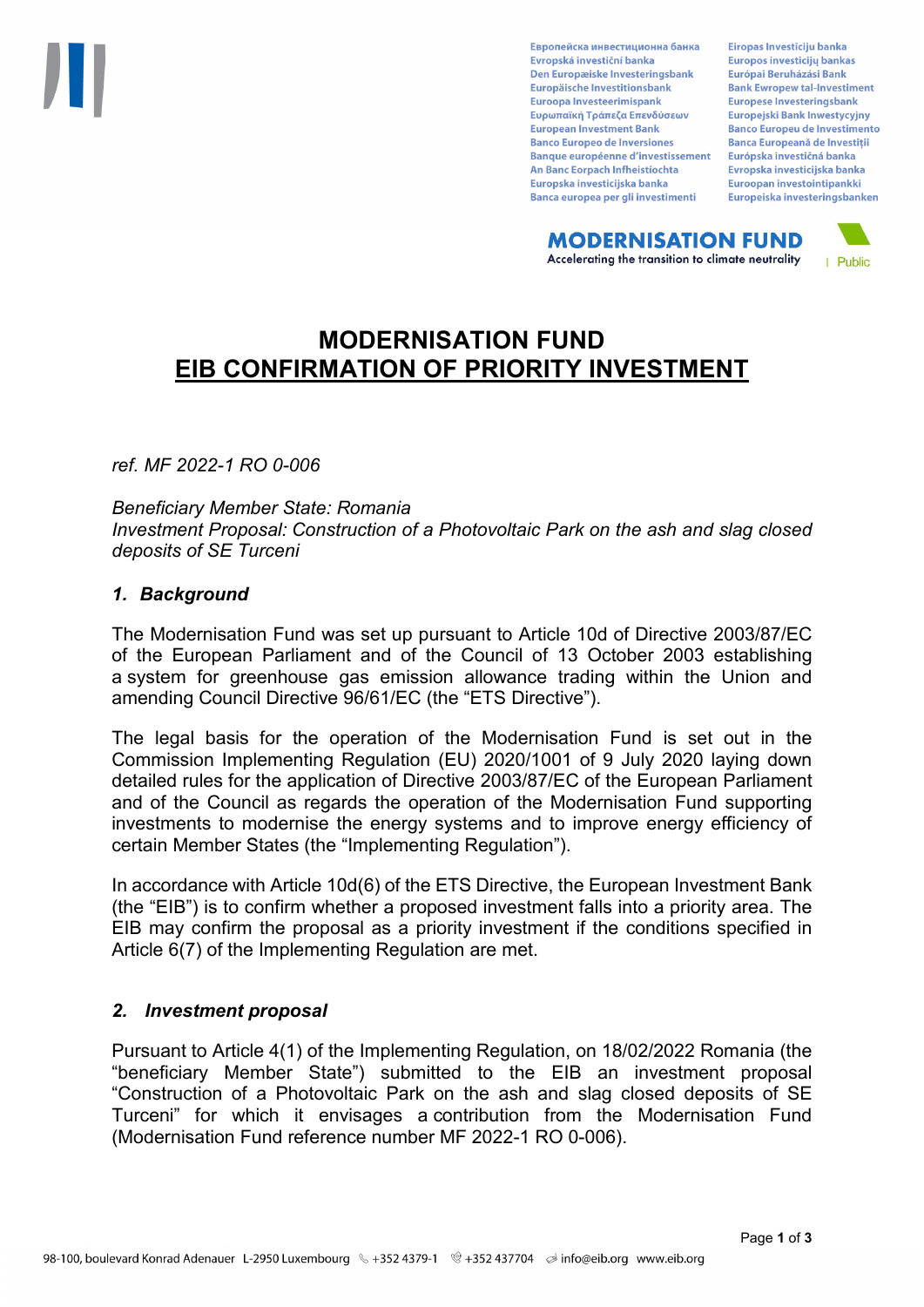# MODERNISATION FUND
## EIB CONFIRMATION OF PRIORITY INVESTMENT

*ref. MF 2022-1 RO 0-006*

*Beneficiary Member State: Romania*
*Investment Proposal: Construction of a Photovoltaic Park on the ash and slag closed deposits of SE Turceni*

### *1. Background*

The Modernisation Fund was set up pursuant to Article 10d of Directive 2003/87/EC of the European Parliament and of the Council of 13 October 2003 establishing a system for greenhouse gas emission allowance trading within the Union and amending Council Directive 96/61/EC (the "ETS Directive").

The legal basis for the operation of the Modernisation Fund is set out in the Commission Implementing Regulation (EU) 2020/1001 of 9 July 2020 laying down detailed rules for the application of Directive 2003/87/EC of the European Parliament and of the Council as regards the operation of the Modernisation Fund supporting investments to modernise the energy systems and to improve energy efficiency of certain Member States (the "Implementing Regulation").

In accordance with Article 10d(6) of the ETS Directive, the European Investment Bank (the "EIB") is to confirm whether a proposed investment falls into a priority area. The EIB may confirm the proposal as a priority investment if the conditions specified in Article 6(7) of the Implementing Regulation are met.

### *2. Investment proposal*

Pursuant to Article 4(1) of the Implementing Regulation, on 18/02/2022 Romania (the "beneficiary Member State") submitted to the EIB an investment proposal "Construction of a Photovoltaic Park on the ash and slag closed deposits of SE Turceni" for which it envisages a contribution from the Modernisation Fund (Modernisation Fund reference number MF 2022-1 RO 0-006).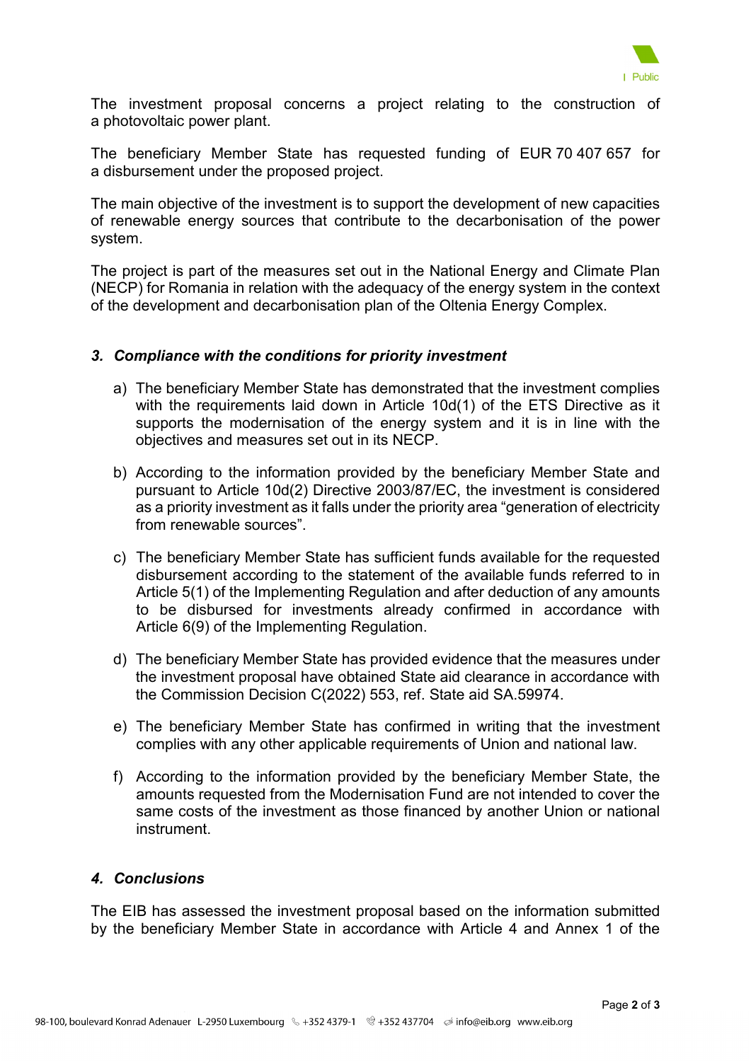The investment proposal concerns a project relating to the construction of a photovoltaic power plant.

The beneficiary Member State has requested funding of EUR 70 407 657 for a disbursement under the proposed project.

The main objective of the investment is to support the development of new capacities of renewable energy sources that contribute to the decarbonisation of the power system.

The project is part of the measures set out in the National Energy and Climate Plan (NECP) for Romania in relation with the adequacy of the energy system in the context of the development and decarbonisation plan of the Oltenia Energy Complex.

### *3. Compliance with the conditions for priority investment*

a) The beneficiary Member State has demonstrated that the investment complies with the requirements laid down in Article 10d(1) of the ETS Directive as it supports the modernisation of the energy system and it is in line with the objectives and measures set out in its NECP.

b) According to the information provided by the beneficiary Member State and pursuant to Article 10d(2) Directive 2003/87/EC, the investment is considered as a priority investment as it falls under the priority area "generation of electricity from renewable sources".

c) The beneficiary Member State has sufficient funds available for the requested disbursement according to the statement of the available funds referred to in Article 5(1) of the Implementing Regulation and after deduction of any amounts to be disbursed for investments already confirmed in accordance with Article 6(9) of the Implementing Regulation.

d) The beneficiary Member State has provided evidence that the measures under the investment proposal have obtained State aid clearance in accordance with the Commission Decision C(2022) 553, ref. State aid SA.59974.

e) The beneficiary Member State has confirmed in writing that the investment complies with any other applicable requirements of Union and national law.

f) According to the information provided by the beneficiary Member State, the amounts requested from the Modernisation Fund are not intended to cover the same costs of the investment as those financed by another Union or national instrument.

### *4. Conclusions*

The EIB has assessed the investment proposal based on the information submitted by the beneficiary Member State in accordance with Article 4 and Annex 1 of the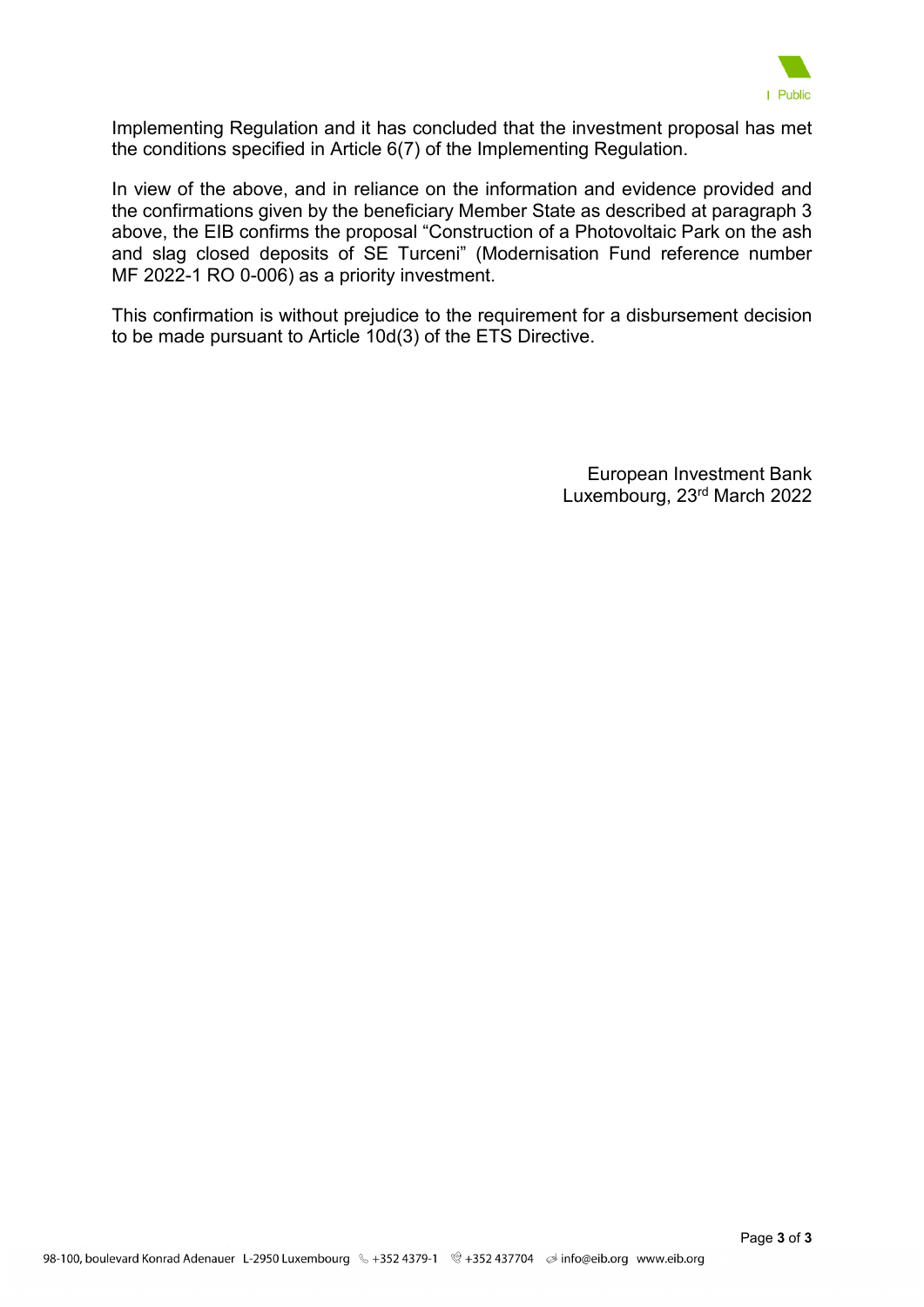Implementing Regulation and it has concluded that the investment proposal has met the conditions specified in Article 6(7) of the Implementing Regulation.

In view of the above, and in reliance on the information and evidence provided and the confirmations given by the beneficiary Member State as described at paragraph 3 above, the EIB confirms the proposal "Construction of a Photovoltaic Park on the ash and slag closed deposits of SE Turceni" (Modernisation Fund reference number MF 2022-1 RO 0-006) as a priority investment.

This confirmation is without prejudice to the requirement for a disbursement decision to be made pursuant to Article 10d(3) of the ETS Directive.

European Investment Bank
Luxembourg, 23rd March 2022